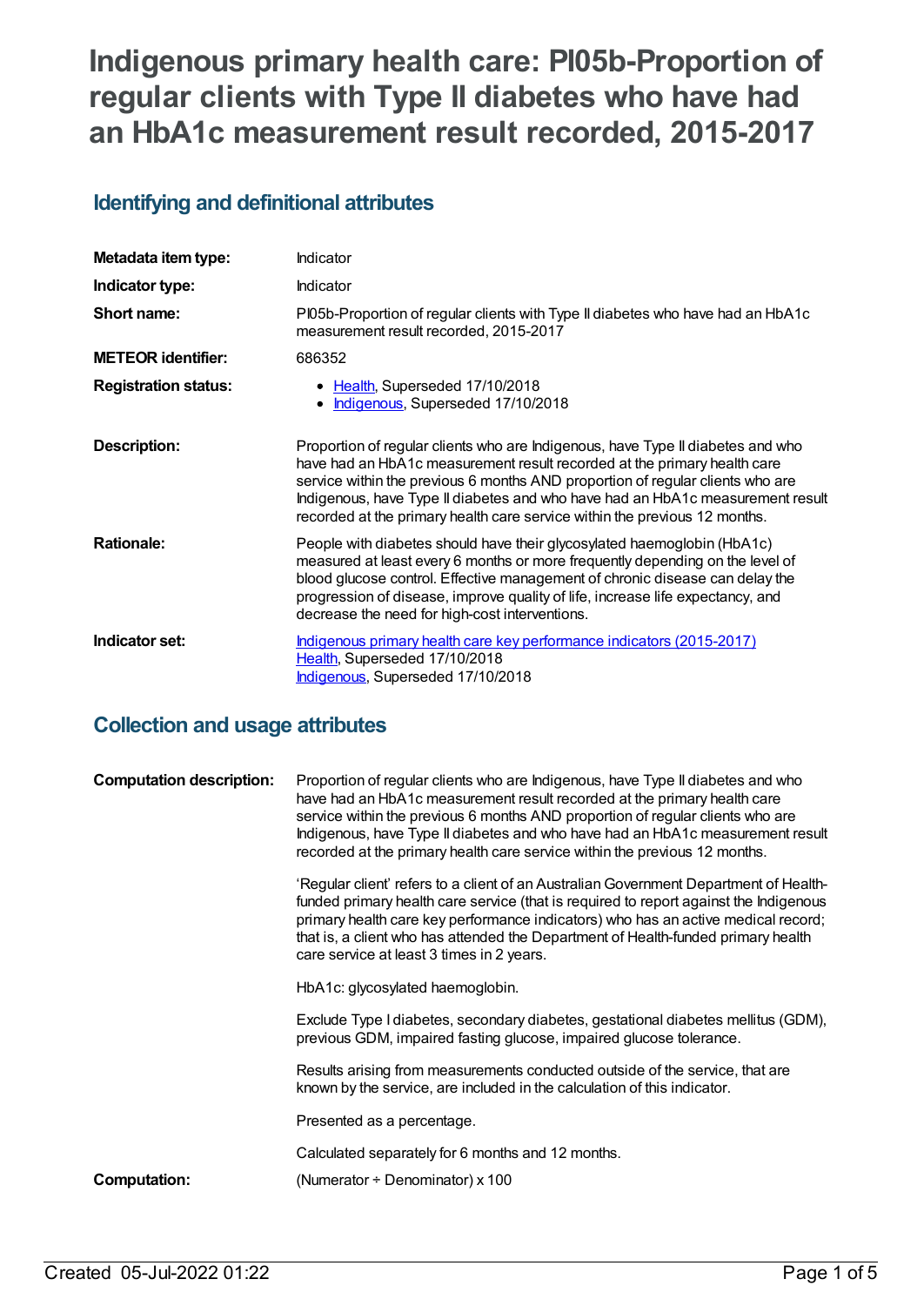# Indigenous primary health care: PI05b-Proportion of regular clients with Type II diabetes who have had an HbA1c measurement result recorded, 2015-2017

## Identifying and definitional attributes

| | |
|---|---|
| **Metadata item type:** | Indicator |
| **Indicator type:** | Indicator |
| **Short name:** | PI05b-Proportion of regular clients with Type II diabetes who have had an HbA1c measurement result recorded, 2015-2017 |
| **METEOR identifier:** | 686352 |
| **Registration status:** | • Health, Superseded 17/10/2018<br>• Indigenous, Superseded 17/10/2018 |
| **Description:** | Proportion of regular clients who are Indigenous, have Type II diabetes and who have had an HbA1c measurement result recorded at the primary health care service within the previous 6 months AND proportion of regular clients who are Indigenous, have Type II diabetes and who have had an HbA1c measurement result recorded at the primary health care service within the previous 12 months. |
| **Rationale:** | People with diabetes should have their glycosylated haemoglobin (HbA1c) measured at least every 6 months or more frequently depending on the level of blood glucose control. Effective management of chronic disease can delay the progression of disease, improve quality of life, increase life expectancy, and decrease the need for high-cost interventions. |
| **Indicator set:** | Indigenous primary health care key performance indicators (2015-2017)<br>Health, Superseded 17/10/2018<br>Indigenous, Superseded 17/10/2018 |

## Collection and usage attributes

**Computation description:**

Proportion of regular clients who are Indigenous, have Type II diabetes and who have had an HbA1c measurement result recorded at the primary health care service within the previous 6 months AND proportion of regular clients who are Indigenous, have Type II diabetes and who have had an HbA1c measurement result recorded at the primary health care service within the previous 12 months.

'Regular client' refers to a client of an Australian Government Department of Health-funded primary health care service (that is required to report against the Indigenous primary health care key performance indicators) who has an active medical record; that is, a client who has attended the Department of Health-funded primary health care service at least 3 times in 2 years.

HbA1c: glycosylated haemoglobin.

Exclude Type I diabetes, secondary diabetes, gestational diabetes mellitus (GDM), previous GDM, impaired fasting glucose, impaired glucose tolerance.

Results arising from measurements conducted outside of the service, that are known by the service, are included in the calculation of this indicator.

Presented as a percentage.

Calculated separately for 6 months and 12 months.

**Computation:** (Numerator ÷ Denominator) x 100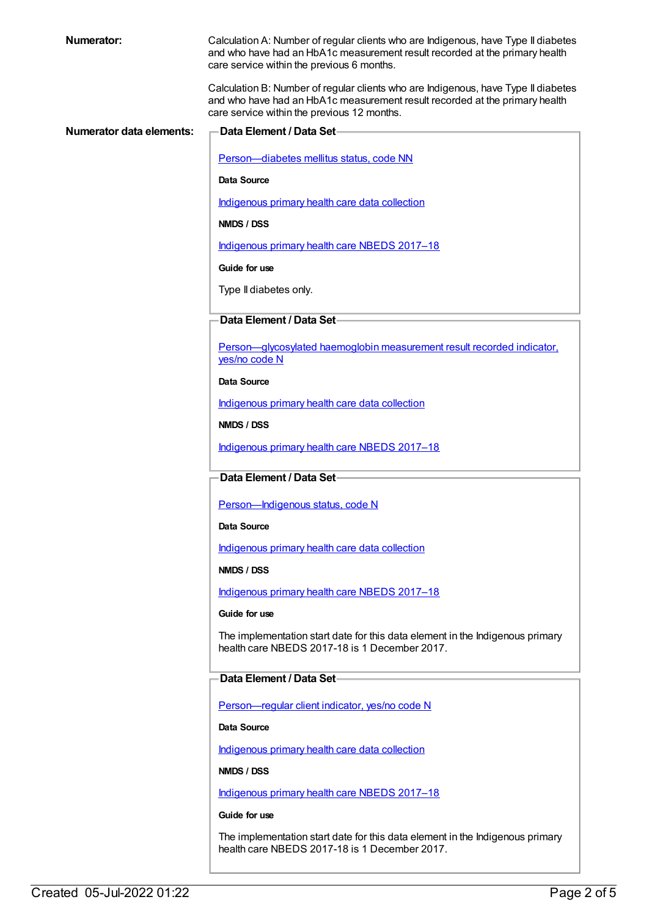**Numerator:**

Calculation A: Number of regular clients who are Indigenous, have Type II diabetes and who have had an HbA1c measurement result recorded at the primary health care service within the previous 6 months.

Calculation B: Number of regular clients who are Indigenous, have Type II diabetes and who have had an HbA1c measurement result recorded at the primary health care service within the previous 12 months.

**Numerator data elements:**

**Data Element / Data Set**

Person—diabetes mellitus status, code NN

**Data Source**

Indigenous primary health care data collection

**NMDS / DSS**

Indigenous primary health care NBEDS 2017–18

**Guide for use**

Type II diabetes only.

**Data Element / Data Set**

Person—glycosylated haemoglobin measurement result recorded indicator, yes/no code N

**Data Source**

Indigenous primary health care data collection

**NMDS / DSS**

Indigenous primary health care NBEDS 2017–18

**Data Element / Data Set**

Person—Indigenous status, code N

**Data Source**

Indigenous primary health care data collection

**NMDS / DSS**

Indigenous primary health care NBEDS 2017–18

**Guide for use**

The implementation start date for this data element in the Indigenous primary health care NBEDS 2017-18 is 1 December 2017.

**Data Element / Data Set**

Person—regular client indicator, yes/no code N

**Data Source**

Indigenous primary health care data collection

**NMDS / DSS**

Indigenous primary health care NBEDS 2017–18

**Guide for use**

The implementation start date for this data element in the Indigenous primary health care NBEDS 2017-18 is 1 December 2017.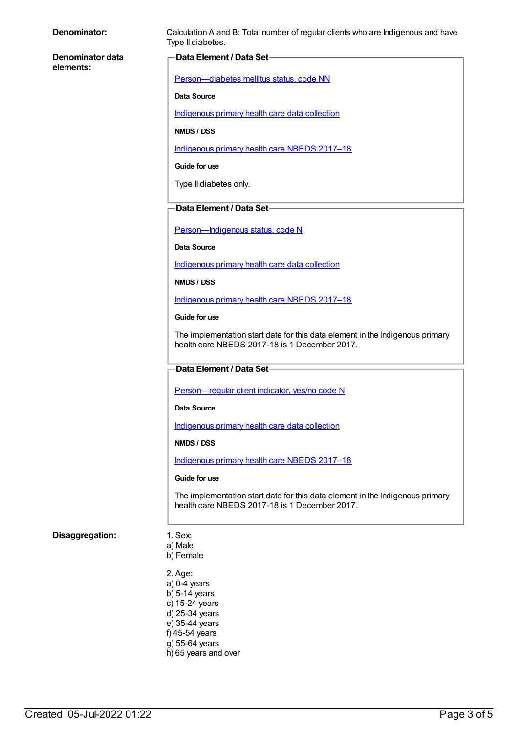**Denominator:** Calculation A and B: Total number of regular clients who are Indigenous and have Type II diabetes.

**Denominator data elements:**

**Data Element / Data Set**

Person—diabetes mellitus status, code NN

**Data Source**

Indigenous primary health care data collection

**NMDS / DSS**

Indigenous primary health care NBEDS 2017–18

**Guide for use**

Type II diabetes only.

**Data Element / Data Set**

Person—Indigenous status, code N

**Data Source**

Indigenous primary health care data collection

**NMDS / DSS**

Indigenous primary health care NBEDS 2017–18

**Guide for use**

The implementation start date for this data element in the Indigenous primary health care NBEDS 2017-18 is 1 December 2017.

**Data Element / Data Set**

Person—regular client indicator, yes/no code N

**Data Source**

Indigenous primary health care data collection

**NMDS / DSS**

Indigenous primary health care NBEDS 2017–18

**Guide for use**

The implementation start date for this data element in the Indigenous primary health care NBEDS 2017-18 is 1 December 2017.

**Disaggregation:**

1. Sex:
a) Male
b) Female

2. Age:
a) 0-4 years
b) 5-14 years
c) 15-24 years
d) 25-34 years
e) 35-44 years
f) 45-54 years
g) 55-64 years
h) 65 years and over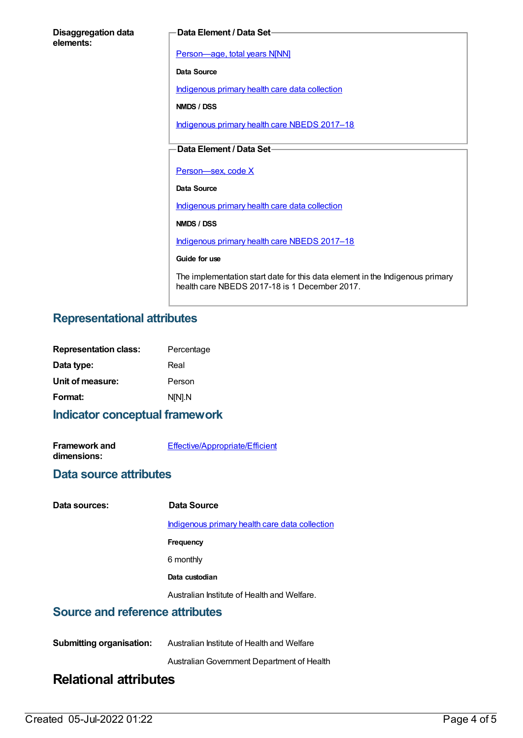**Disaggregation data elements:**

**Data Element / Data Set**

Person—age, total years N[NN]

**Data Source**

Indigenous primary health care data collection

**NMDS / DSS**

Indigenous primary health care NBEDS 2017–18

**Data Element / Data Set**

Person—sex, code X

**Data Source**

Indigenous primary health care data collection

**NMDS / DSS**

Indigenous primary health care NBEDS 2017–18

**Guide for use**

The implementation start date for this data element in the Indigenous primary health care NBEDS 2017-18 is 1 December 2017.

## Representational attributes

**Representation class:** Percentage

**Data type:** Real

**Unit of measure:** Person

**Format:** N[N].N

## Indicator conceptual framework

**Framework and dimensions:** Effective/Appropriate/Efficient

## Data source attributes

**Data sources:**

**Data Source**

Indigenous primary health care data collection

**Frequency**

6 monthly

**Data custodian**

Australian Institute of Health and Welfare.

## Source and reference attributes

**Submitting organisation:** Australian Institute of Health and Welfare

Australian Government Department of Health

# Relational attributes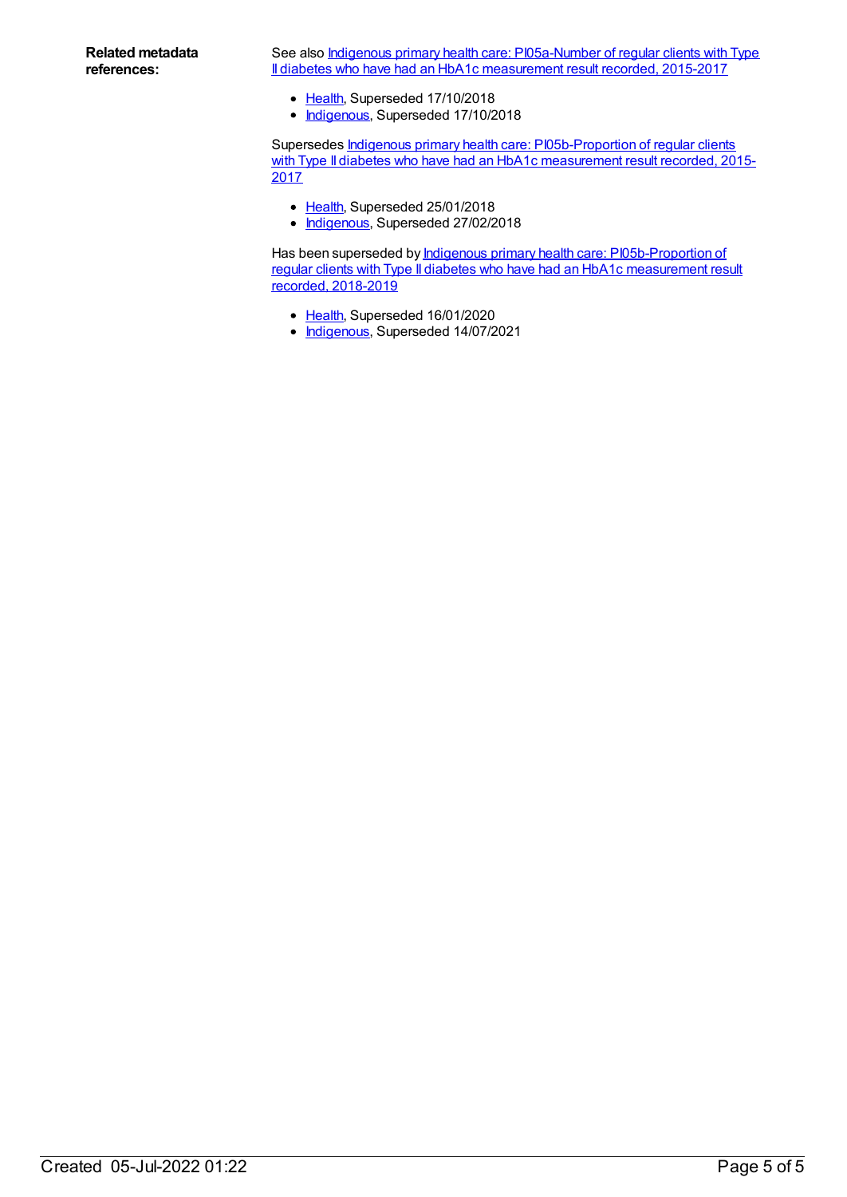**Related metadata references:**

See also Indigenous primary health care: PI05a-Number of regular clients with Type II diabetes who have had an HbA1c measurement result recorded, 2015-2017

- Health, Superseded 17/10/2018
- Indigenous, Superseded 17/10/2018

Supersedes Indigenous primary health care: PI05b-Proportion of regular clients with Type II diabetes who have had an HbA1c measurement result recorded, 2015-2017

- Health, Superseded 25/01/2018
- Indigenous, Superseded 27/02/2018

Has been superseded by Indigenous primary health care: PI05b-Proportion of regular clients with Type II diabetes who have had an HbA1c measurement result recorded, 2018-2019

- Health, Superseded 16/01/2020
- Indigenous, Superseded 14/07/2021